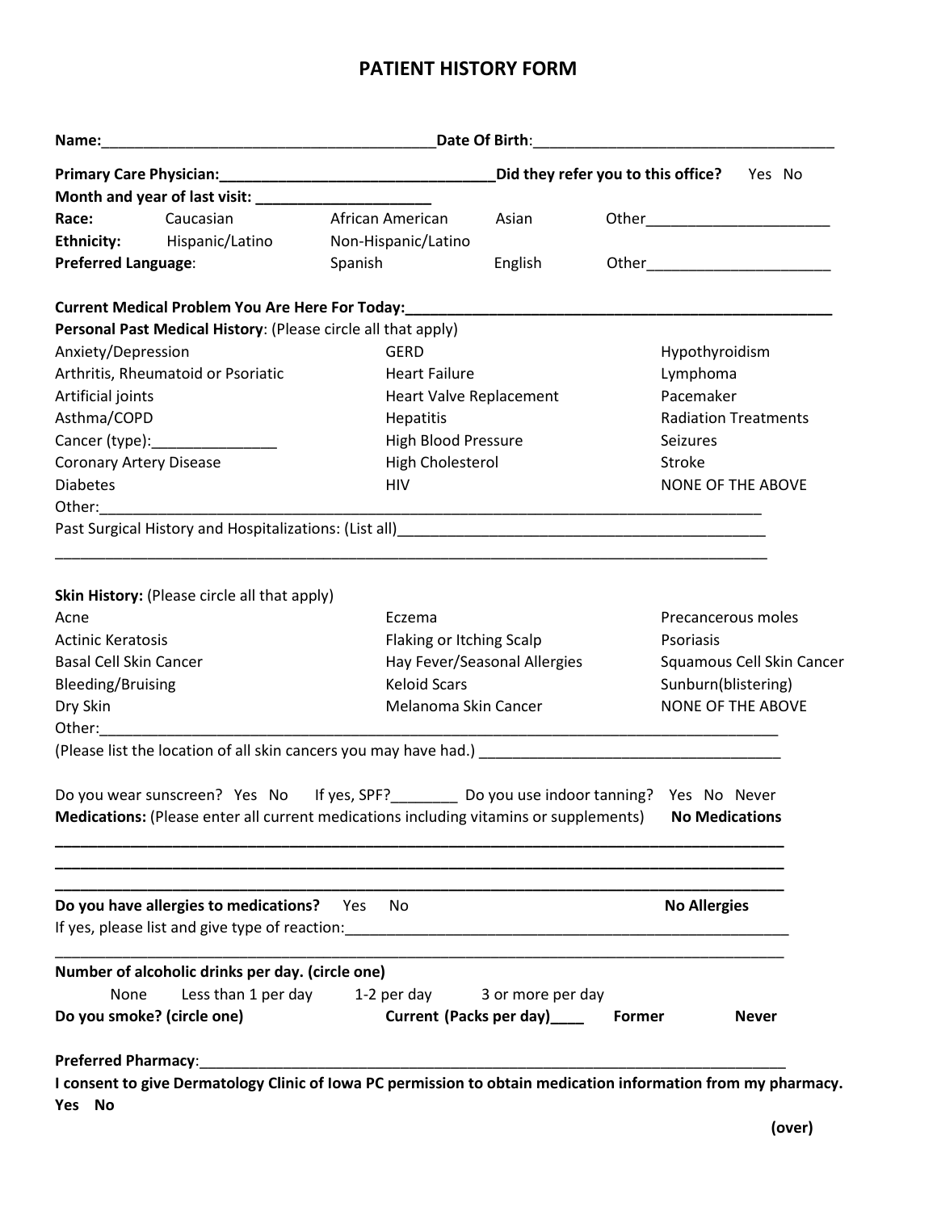# PATIENT HISTORY FORM

**Name:**_______________________________________**Date Of Birth**:___________________________________

**Primary Care Physician:**_________________________________**Did they refer you to this office?** Yes No

**Month and year of last visit:** _____________________

**Race:** Caucasian African American Asian Other______________________

**Ethnicity:** Hispanic/Latino Non-Hispanic/Latino

**Preferred Language**: Spanish English Other______________________

**Current Medical Problem You Are Here For Today:**____________________________________________________

**Personal Past Medical History**: (Please circle all that apply)

| | | |
|---|---|---|
| Anxiety/Depression | GERD | Hypothyroidism |
| Arthritis, Rheumatoid or Psoriatic | Heart Failure | Lymphoma |
| Artificial joints | Heart Valve Replacement | Pacemaker |
| Asthma/COPD | Hepatitis | Radiation Treatments |
| Cancer (type):_______________ | High Blood Pressure | Seizures |
| Coronary Artery Disease | High Cholesterol | Stroke |
| Diabetes | HIV | NONE OF THE ABOVE |

Other:___________________________________________________________________________________

Past Surgical History and Hospitalizations: (List all)____________________________________________

_________________________________________________________________________________________

**Skin History:** (Please circle all that apply)

| | | |
|---|---|---|
| Acne | Eczema | Precancerous moles |
| Actinic Keratosis | Flaking or Itching Scalp | Psoriasis |
| Basal Cell Skin Cancer | Hay Fever/Seasonal Allergies | Squamous Cell Skin Cancer |
| Bleeding/Bruising | Keloid Scars | Sunburn(blistering) |
| Dry Skin | Melanoma Skin Cancer | NONE OF THE ABOVE |

Other:____________________________________________________________________________________

(Please list the location of all skin cancers you may have had.) ____________________________________

Do you wear sunscreen? Yes No If yes, SPF?________ Do you use indoor tanning? Yes No Never

**Medications:** (Please enter all current medications including vitamins or supplements) **No Medications**

_________________________________________________________________________________________

_________________________________________________________________________________________

_________________________________________________________________________________________

**Do you have allergies to medications?** Yes No **No Allergies**

If yes, please list and give type of reaction:_______________________________________________________

_________________________________________________________________________________________

**Number of alcoholic drinks per day. (circle one)**

None Less than 1 per day 1-2 per day 3 or more per day

**Do you smoke? (circle one)** **Current (Packs per day)____** **Former** **Never**

**Preferred Pharmacy**:__________________________________________________________________________

**I consent to give Dermatology Clinic of Iowa PC permission to obtain medication information from my pharmacy.**

**Yes No**

**(over)**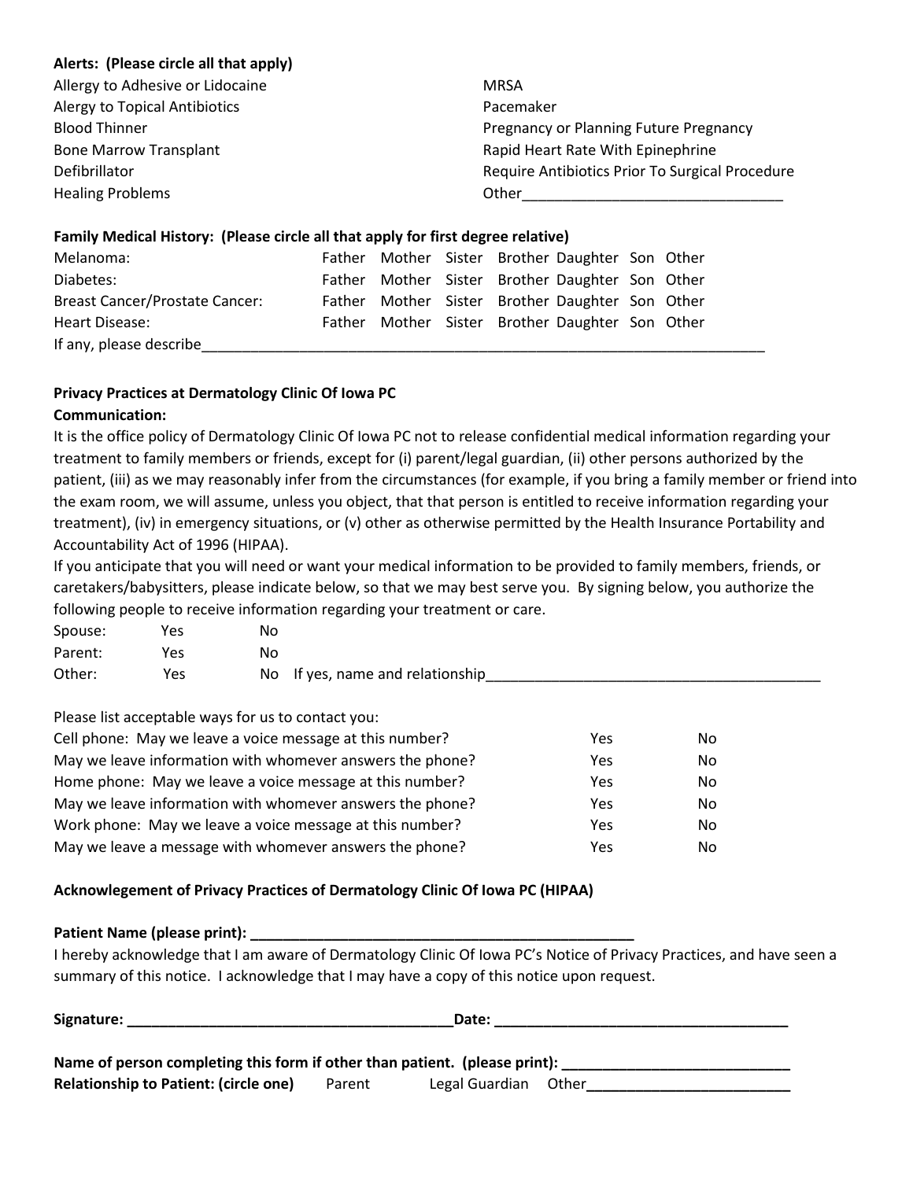**Alerts: (Please circle all that apply)**

| | |
|---|---|
| Allergy to Adhesive or Lidocaine | MRSA |
| Alergy to Topical Antibiotics | Pacemaker |
| Blood Thinner | Pregnancy or Planning Future Pregnancy |
| Bone Marrow Transplant | Rapid Heart Rate With Epinephrine |
| Defibrillator | Require Antibiotics Prior To Surgical Procedure |
| Healing Problems | Other_______________________________ |

**Family Medical History: (Please circle all that apply for first degree relative)**

| | | | | | | | |
|---|---|---|---|---|---|---|---|
| Melanoma: | Father | Mother | Sister | Brother | Daughter | Son | Other |
| Diabetes: | Father | Mother | Sister | Brother | Daughter | Son | Other |
| Breast Cancer/Prostate Cancer: | Father | Mother | Sister | Brother | Daughter | Son | Other |
| Heart Disease: | Father | Mother | Sister | Brother | Daughter | Son | Other |

If any, please describe_______________________________________________________________________

**Privacy Practices at Dermatology Clinic Of Iowa PC**

**Communication:**

It is the office policy of Dermatology Clinic Of Iowa PC not to release confidential medical information regarding your treatment to family members or friends, except for (i) parent/legal guardian, (ii) other persons authorized by the patient, (iii) as we may reasonably infer from the circumstances (for example, if you bring a family member or friend into the exam room, we will assume, unless you object, that that person is entitled to receive information regarding your treatment), (iv) in emergency situations, or (v) other as otherwise permitted by the Health Insurance Portability and Accountability Act of 1996 (HIPAA).

If you anticipate that you will need or want your medical information to be provided to family members, friends, or caretakers/babysitters, please indicate below, so that we may best serve you. By signing below, you authorize the following people to receive information regarding your treatment or care.

| | | | |
|---|---|---|---|
| Spouse: | Yes | No | |
| Parent: | Yes | No | |
| Other: | Yes | No | If yes, name and relationship_________________________________________ |

Please list acceptable ways for us to contact you:

| | | |
|---|---|---|
| Cell phone: May we leave a voice message at this number? | Yes | No |
| May we leave information with whomever answers the phone? | Yes | No |
| Home phone: May we leave a voice message at this number? | Yes | No |
| May we leave information with whomever answers the phone? | Yes | No |
| Work phone: May we leave a voice message at this number? | Yes | No |
| May we leave a message with whomever answers the phone? | Yes | No |

**Acknowlegement of Privacy Practices of Dermatology Clinic Of Iowa PC (HIPAA)**

**Patient Name (please print): _________________________________________________**

I hereby acknowledge that I am aware of Dermatology Clinic Of Iowa PC's Notice of Privacy Practices, and have seen a summary of this notice. I acknowledge that I may have a copy of this notice upon request.

**Signature: ________________________________________Date: ____________________________________**

**Name of person completing this form if other than patient. (please print): ____________________________**

**Relationship to Patient: (circle one)** Parent Legal Guardian Other**_________________________**